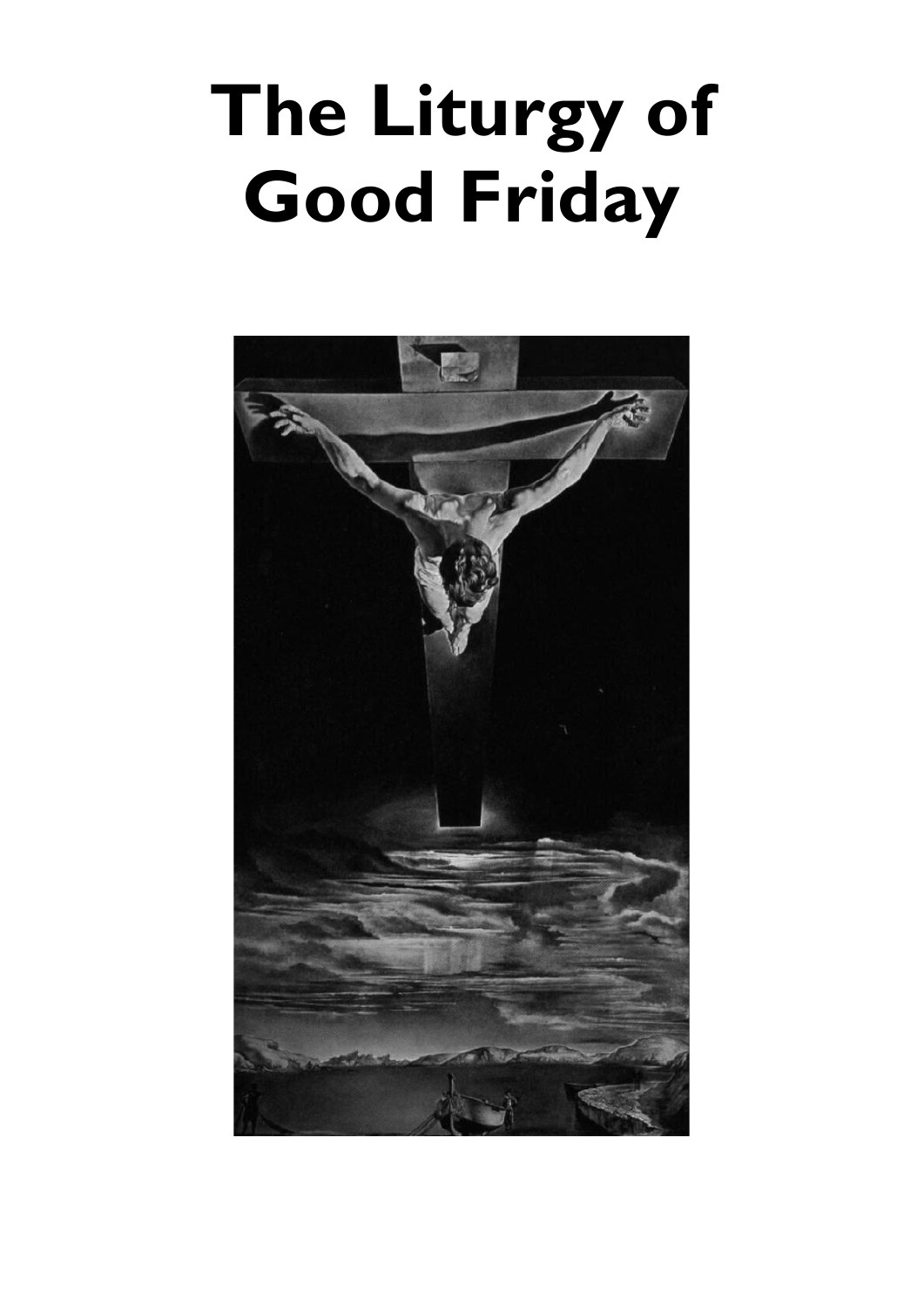# The Liturgy of Good Friday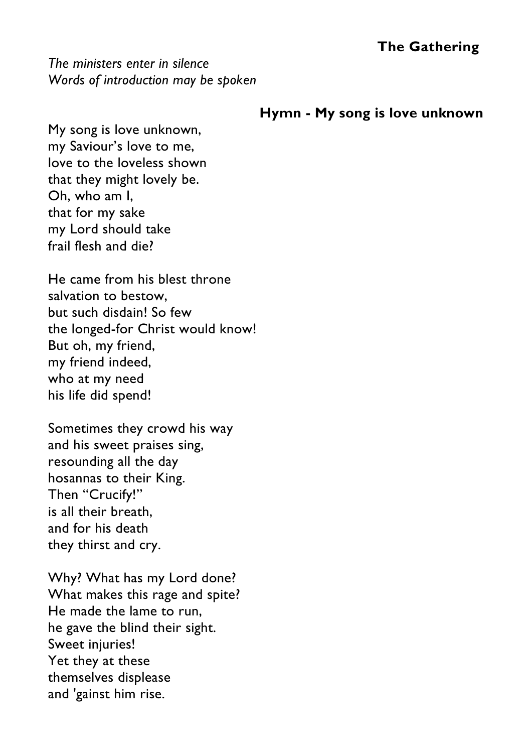## The Gathering

*The ministers enter in silence*
*Words of introduction may be spoken*

### Hymn - My song is love unknown

My song is love unknown,
my Saviour's love to me,
love to the loveless shown
that they might lovely be.
Oh, who am I,
that for my sake
my Lord should take
frail flesh and die?

He came from his blest throne
salvation to bestow,
but such disdain! So few
the longed-for Christ would know!
But oh, my friend,
my friend indeed,
who at my need
his life did spend!

Sometimes they crowd his way
and his sweet praises sing,
resounding all the day
hosannas to their King.
Then "Crucify!"
is all their breath,
and for his death
they thirst and cry.

Why? What has my Lord done?
What makes this rage and spite?
He made the lame to run,
he gave the blind their sight.
Sweet injuries!
Yet they at these
themselves displease
and 'gainst him rise.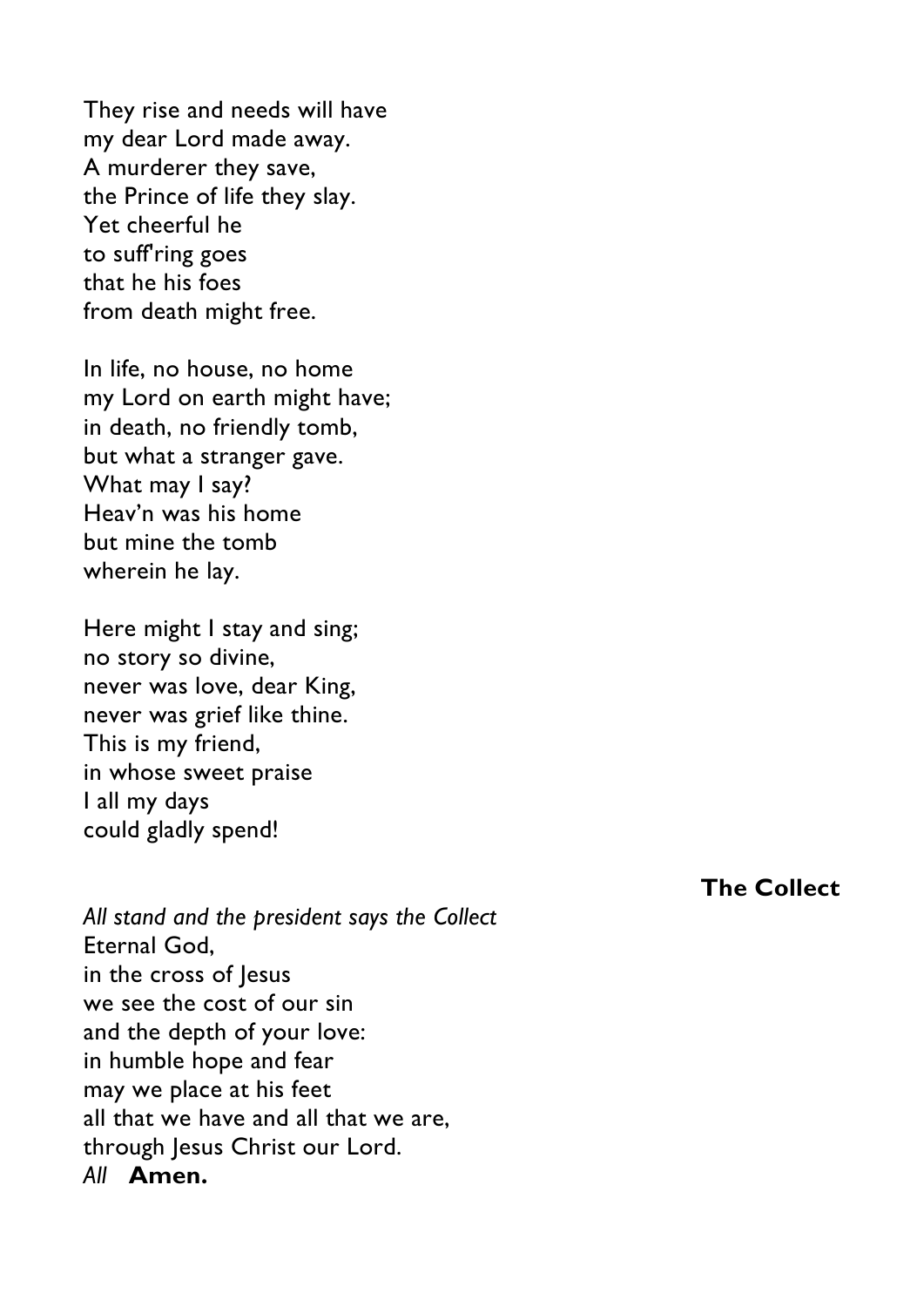They rise and needs will have
my dear Lord made away.
A murderer they save,
the Prince of life they slay.
Yet cheerful he
to suff'ring goes
that he his foes
from death might free.

In life, no house, no home
my Lord on earth might have;
in death, no friendly tomb,
but what a stranger gave.
What may I say?
Heav'n was his home
but mine the tomb
wherein he lay.

Here might I stay and sing;
no story so divine,
never was love, dear King,
never was grief like thine.
This is my friend,
in whose sweet praise
I all my days
could gladly spend!

## The Collect

*All stand and the president says the Collect*
Eternal God,
in the cross of Jesus
we see the cost of our sin
and the depth of your love:
in humble hope and fear
may we place at his feet
all that we have and all that we are,
through Jesus Christ our Lord.
*All* **Amen.**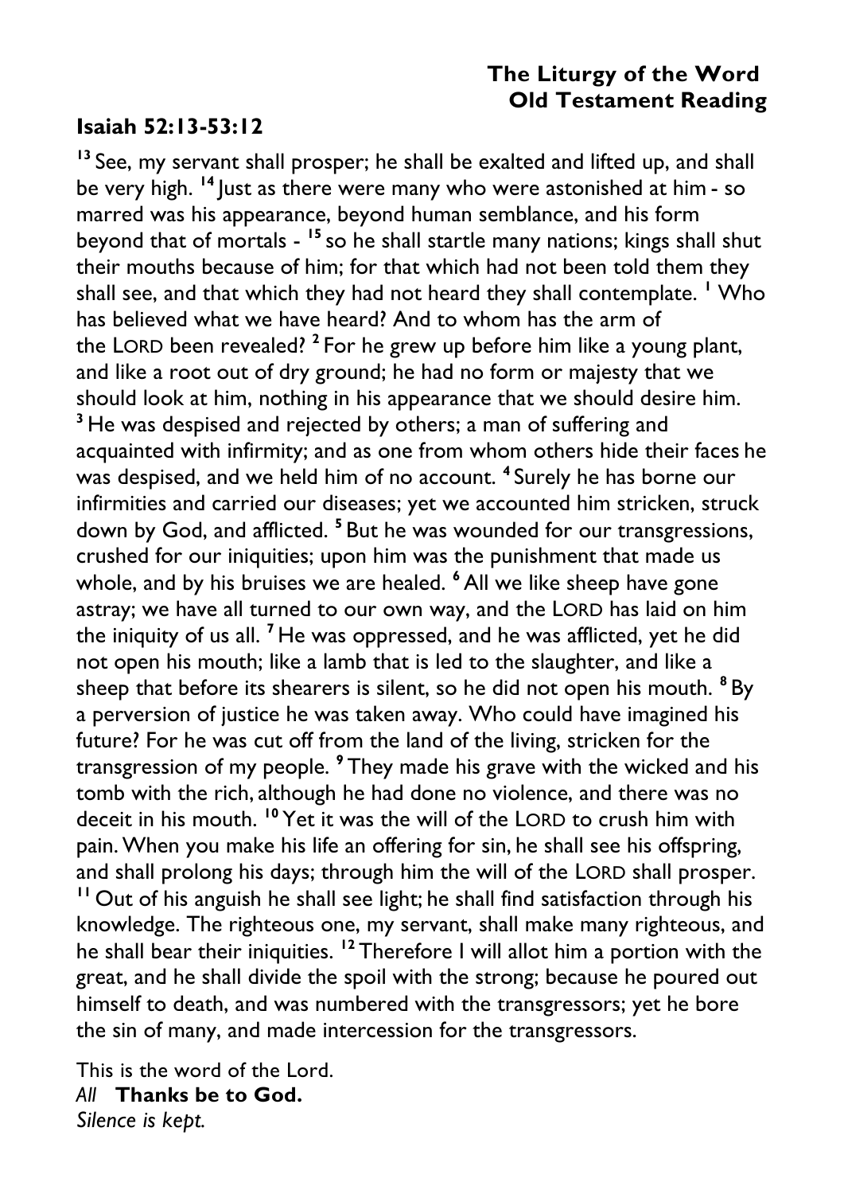**The Liturgy of the Word**
**Old Testament Reading**

**Isaiah 52:13-53:12**

[13] See, my servant shall prosper; he shall be exalted and lifted up, and shall be very high. [14] Just as there were many who were astonished at him - so marred was his appearance, beyond human semblance, and his form beyond that of mortals - [15] so he shall startle many nations; kings shall shut their mouths because of him; for that which had not been told them they shall see, and that which they had not heard they shall contemplate. [1] Who has believed what we have heard? And to whom has the arm of the LORD been revealed? [2] For he grew up before him like a young plant, and like a root out of dry ground; he had no form or majesty that we should look at him, nothing in his appearance that we should desire him. [3] He was despised and rejected by others; a man of suffering and acquainted with infirmity; and as one from whom others hide their faces he was despised, and we held him of no account. [4] Surely he has borne our infirmities and carried our diseases; yet we accounted him stricken, struck down by God, and afflicted. [5] But he was wounded for our transgressions, crushed for our iniquities; upon him was the punishment that made us whole, and by his bruises we are healed. [6] All we like sheep have gone astray; we have all turned to our own way, and the LORD has laid on him the iniquity of us all. [7] He was oppressed, and he was afflicted, yet he did not open his mouth; like a lamb that is led to the slaughter, and like a sheep that before its shearers is silent, so he did not open his mouth. [8] By a perversion of justice he was taken away. Who could have imagined his future? For he was cut off from the land of the living, stricken for the transgression of my people. [9] They made his grave with the wicked and his tomb with the rich, although he had done no violence, and there was no deceit in his mouth. [10] Yet it was the will of the LORD to crush him with pain. When you make his life an offering for sin, he shall see his offspring, and shall prolong his days; through him the will of the LORD shall prosper. [11] Out of his anguish he shall see light; he shall find satisfaction through his knowledge. The righteous one, my servant, shall make many righteous, and he shall bear their iniquities. [12] Therefore I will allot him a portion with the great, and he shall divide the spoil with the strong; because he poured out himself to death, and was numbered with the transgressors; yet he bore the sin of many, and made intercession for the transgressors.

This is the word of the Lord.
*All* **Thanks be to God.**
*Silence is kept.*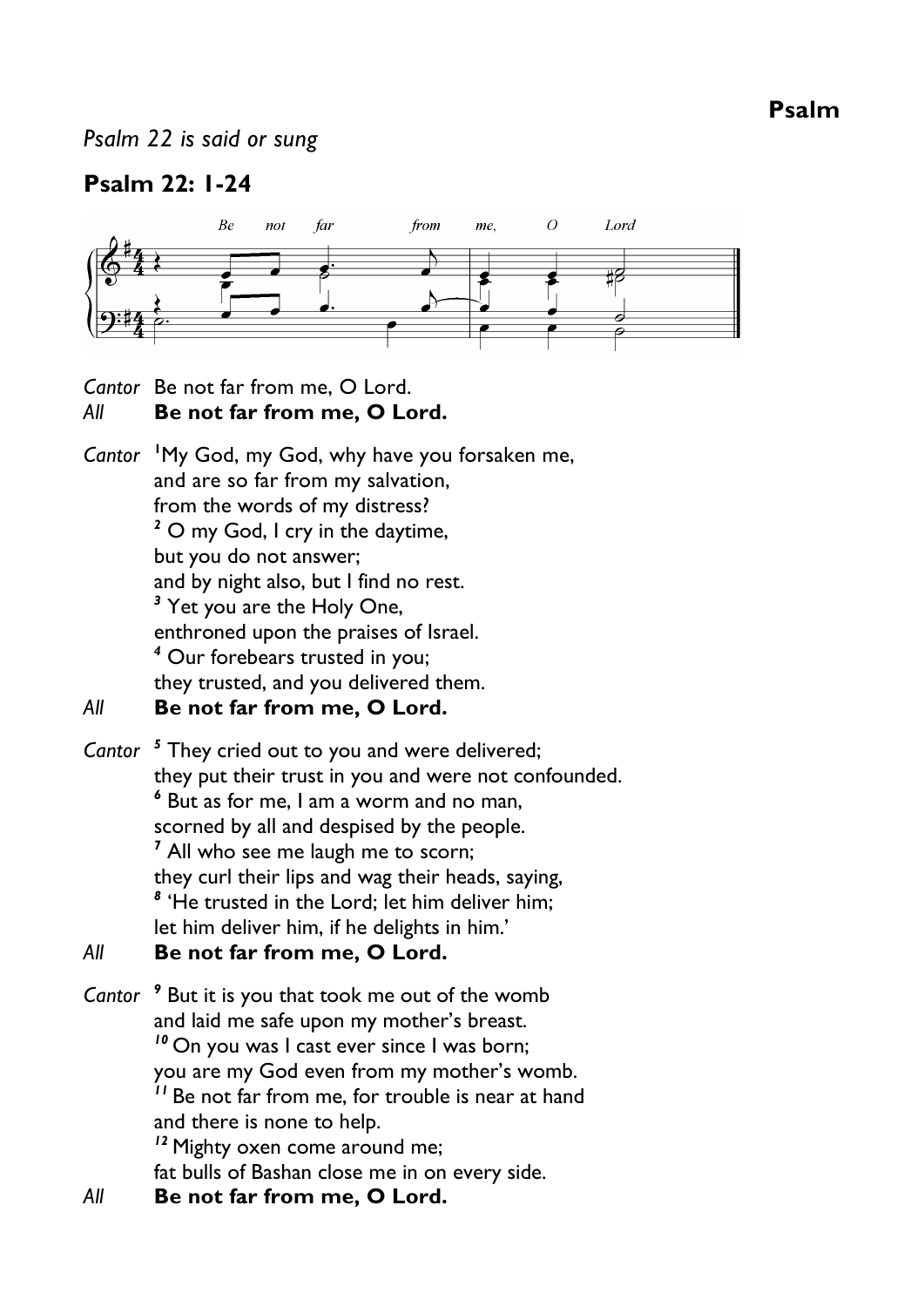## Psalm

*Psalm 22 is said or sung*

### Psalm 22: 1-24

*Cantor* Be not far from me, O Lord.
*All* **Be not far from me, O Lord.**

*Cantor* [1]My God, my God, why have you forsaken me,
and are so far from my salvation,
from the words of my distress?
[2] O my God, I cry in the daytime,
but you do not answer;
and by night also, but I find no rest.
[3] Yet you are the Holy One,
enthroned upon the praises of Israel.
[4] Our forebears trusted in you;
they trusted, and you delivered them.
*All* **Be not far from me, O Lord.**

*Cantor* [5] They cried out to you and were delivered;
they put their trust in you and were not confounded.
[6] But as for me, I am a worm and no man,
scorned by all and despised by the people.
[7] All who see me laugh me to scorn;
they curl their lips and wag their heads, saying,
[8] 'He trusted in the Lord; let him deliver him;
let him deliver him, if he delights in him.'
*All* **Be not far from me, O Lord.**

*Cantor* [9] But it is you that took me out of the womb
and laid me safe upon my mother's breast.
[10] On you was I cast ever since I was born;
you are my God even from my mother's womb.
[11] Be not far from me, for trouble is near at hand
and there is none to help.
[12] Mighty oxen come around me;
fat bulls of Bashan close me in on every side.
*All* **Be not far from me, O Lord.**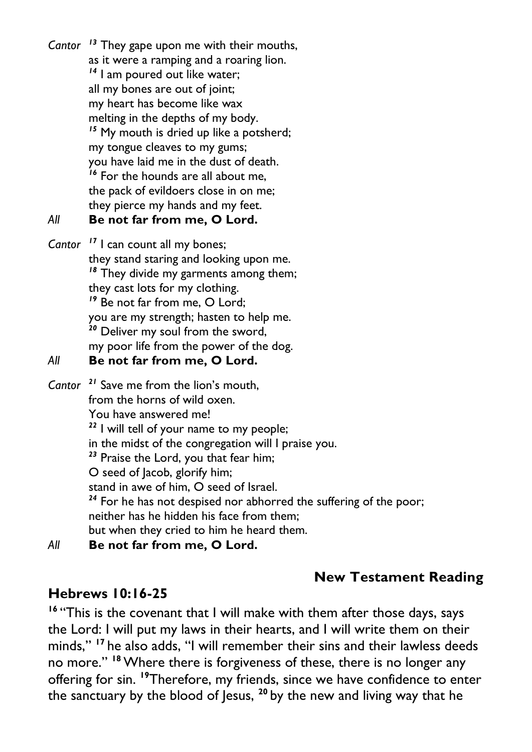*Cantor* [13] They gape upon me with their mouths,
as it were a ramping and a roaring lion.
[14] I am poured out like water;
all my bones are out of joint;
my heart has become like wax
melting in the depths of my body.
[15] My mouth is dried up like a potsherd;
my tongue cleaves to my gums;
you have laid me in the dust of death.
[16] For the hounds are all about me,
the pack of evildoers close in on me;
they pierce my hands and my feet.

*All* **Be not far from me, O Lord.**

*Cantor* [17] I can count all my bones;
they stand staring and looking upon me.
[18] They divide my garments among them;
they cast lots for my clothing.
[19] Be not far from me, O Lord;
you are my strength; hasten to help me.
[20] Deliver my soul from the sword,
my poor life from the power of the dog.

*All* **Be not far from me, O Lord.**

*Cantor* [21] Save me from the lion's mouth,
from the horns of wild oxen.
You have answered me!
[22] I will tell of your name to my people;
in the midst of the congregation will I praise you.
[23] Praise the Lord, you that fear him;
O seed of Jacob, glorify him;
stand in awe of him, O seed of Israel.
[24] For he has not despised nor abhorred the suffering of the poor;
neither has he hidden his face from them;
but when they cried to him he heard them.

*All* **Be not far from me, O Lord.**

## New Testament Reading

### Hebrews 10:16-25

[16] "This is the covenant that I will make with them after those days, says the Lord: I will put my laws in their hearts, and I will write them on their minds," [17] he also adds, "I will remember their sins and their lawless deeds no more." [18] Where there is forgiveness of these, there is no longer any offering for sin. [19] Therefore, my friends, since we have confidence to enter the sanctuary by the blood of Jesus, [20] by the new and living way that he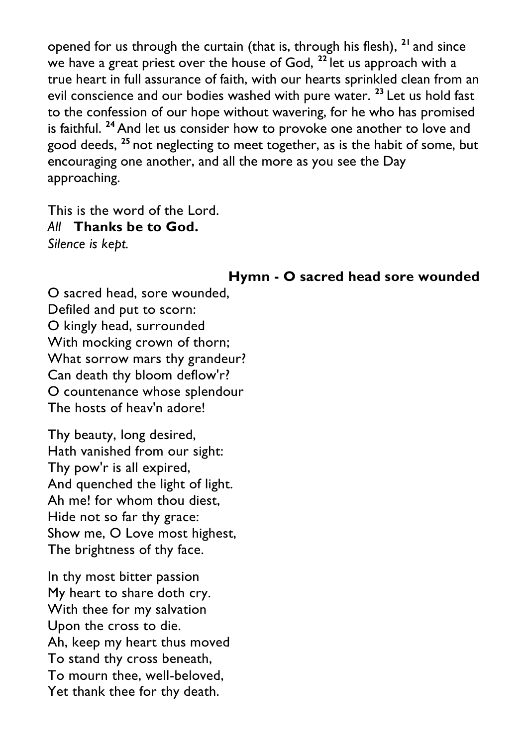opened for us through the curtain (that is, through his flesh), [21] and since we have a great priest over the house of God, [22] let us approach with a true heart in full assurance of faith, with our hearts sprinkled clean from an evil conscience and our bodies washed with pure water. [23] Let us hold fast to the confession of our hope without wavering, for he who has promised is faithful. [24] And let us consider how to provoke one another to love and good deeds, [25] not neglecting to meet together, as is the habit of some, but encouraging one another, and all the more as you see the Day approaching.

This is the word of the Lord.
*All* **Thanks be to God.**
*Silence is kept.*

### Hymn - O sacred head sore wounded

O sacred head, sore wounded,
Defiled and put to scorn:
O kingly head, surrounded
With mocking crown of thorn;
What sorrow mars thy grandeur?
Can death thy bloom deflow'r?
O countenance whose splendour
The hosts of heav'n adore!

Thy beauty, long desired,
Hath vanished from our sight:
Thy pow'r is all expired,
And quenched the light of light.
Ah me! for whom thou diest,
Hide not so far thy grace:
Show me, O Love most highest,
The brightness of thy face.

In thy most bitter passion
My heart to share doth cry.
With thee for my salvation
Upon the cross to die.
Ah, keep my heart thus moved
To stand thy cross beneath,
To mourn thee, well-beloved,
Yet thank thee for thy death.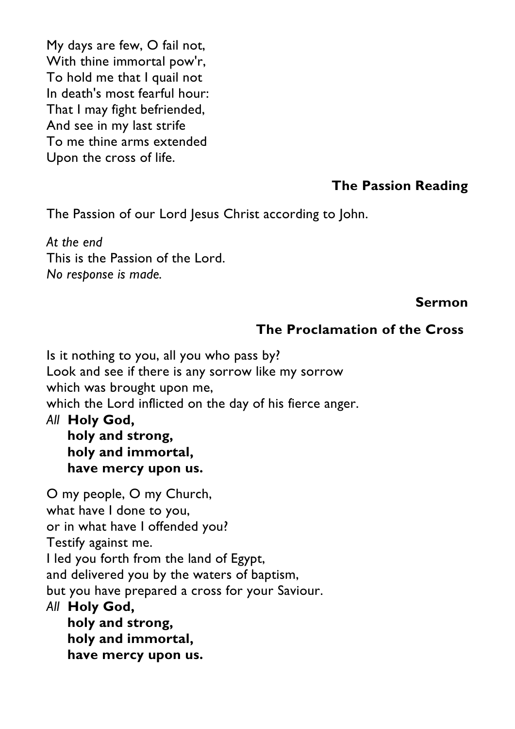My days are few, O fail not,  
With thine immortal pow'r,  
To hold me that I quail not  
In death's most fearful hour:  
That I may fight befriended,  
And see in my last strife  
To me thine arms extended  
Upon the cross of life.

### The Passion Reading

The Passion of our Lord Jesus Christ according to John.

*At the end*  
This is the Passion of the Lord.  
*No response is made.*

### Sermon

### The Proclamation of the Cross

Is it nothing to you, all you who pass by?  
Look and see if there is any sorrow like my sorrow  
which was brought upon me,  
which the Lord inflicted on the day of his fierce anger.  
*All* **Holy God,**  
**holy and strong,**  
**holy and immortal,**  
**have mercy upon us.**

O my people, O my Church,  
what have I done to you,  
or in what have I offended you?  
Testify against me.  
I led you forth from the land of Egypt,  
and delivered you by the waters of baptism,  
but you have prepared a cross for your Saviour.  
*All* **Holy God,**  
**holy and strong,**  
**holy and immortal,**  
**have mercy upon us.**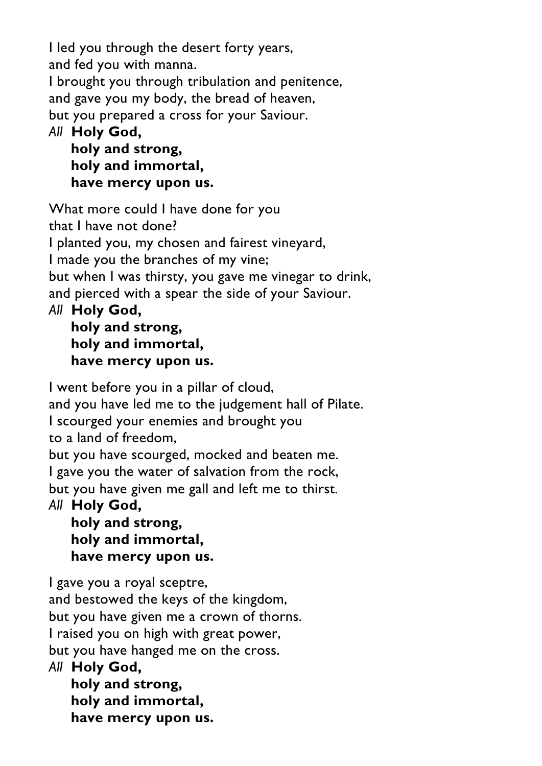I led you through the desert forty years,  
and fed you with manna.  
I brought you through tribulation and penitence,  
and gave you my body, the bread of heaven,  
but you prepared a cross for your Saviour.

*All* **Holy God,**  
**holy and strong,**  
**holy and immortal,**  
**have mercy upon us.**

What more could I have done for you  
that I have not done?  
I planted you, my chosen and fairest vineyard,  
I made you the branches of my vine;  
but when I was thirsty, you gave me vinegar to drink,  
and pierced with a spear the side of your Saviour.

*All* **Holy God,**  
**holy and strong,**  
**holy and immortal,**  
**have mercy upon us.**

I went before you in a pillar of cloud,  
and you have led me to the judgement hall of Pilate.  
I scourged your enemies and brought you  
to a land of freedom,  
but you have scourged, mocked and beaten me.  
I gave you the water of salvation from the rock,  
but you have given me gall and left me to thirst.

*All* **Holy God,**  
**holy and strong,**  
**holy and immortal,**  
**have mercy upon us.**

I gave you a royal sceptre,  
and bestowed the keys of the kingdom,  
but you have given me a crown of thorns.  
I raised you on high with great power,  
but you have hanged me on the cross.

*All* **Holy God,**  
**holy and strong,**  
**holy and immortal,**  
**have mercy upon us.**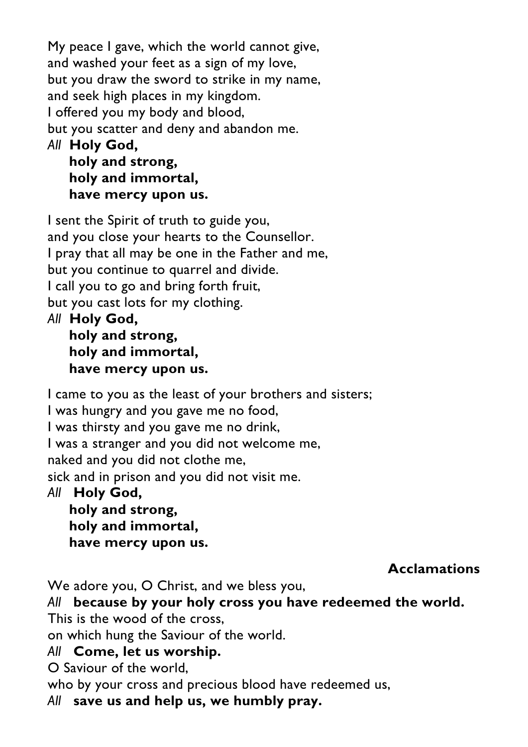My peace I gave, which the world cannot give,
and washed your feet as a sign of my love,
but you draw the sword to strike in my name,
and seek high places in my kingdom.
I offered you my body and blood,
but you scatter and deny and abandon me.

*All* **Holy God,**
**holy and strong,**
**holy and immortal,**
**have mercy upon us.**

I sent the Spirit of truth to guide you,
and you close your hearts to the Counsellor.
I pray that all may be one in the Father and me,
but you continue to quarrel and divide.
I call you to go and bring forth fruit,
but you cast lots for my clothing.

*All* **Holy God,**
**holy and strong,**
**holy and immortal,**
**have mercy upon us.**

I came to you as the least of your brothers and sisters;
I was hungry and you gave me no food,
I was thirsty and you gave me no drink,
I was a stranger and you did not welcome me,
naked and you did not clothe me,
sick and in prison and you did not visit me.

*All* **Holy God,**
**holy and strong,**
**holy and immortal,**
**have mercy upon us.**

### Acclamations

We adore you, O Christ, and we bless you,
*All* **because by your holy cross you have redeemed the world.**
This is the wood of the cross,
on which hung the Saviour of the world.
*All* **Come, let us worship.**
O Saviour of the world,
who by your cross and precious blood have redeemed us,
*All* **save us and help us, we humbly pray.**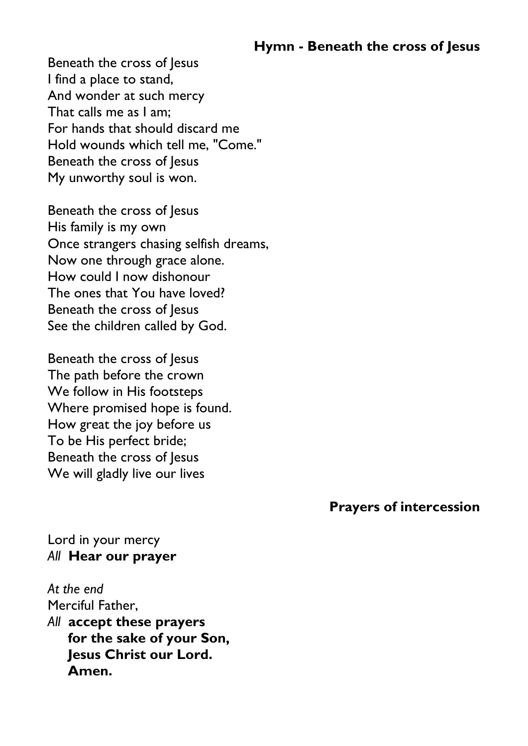### Hymn - Beneath the cross of Jesus

Beneath the cross of Jesus
I find a place to stand,
And wonder at such mercy
That calls me as I am;
For hands that should discard me
Hold wounds which tell me, "Come."
Beneath the cross of Jesus
My unworthy soul is won.

Beneath the cross of Jesus
His family is my own
Once strangers chasing selfish dreams,
Now one through grace alone.
How could I now dishonour
The ones that You have loved?
Beneath the cross of Jesus
See the children called by God.

Beneath the cross of Jesus
The path before the crown
We follow in His footsteps
Where promised hope is found.
How great the joy before us
To be His perfect bride;
Beneath the cross of Jesus
We will gladly live our lives

### Prayers of intercession

Lord in your mercy
*All* **Hear our prayer**

*At the end*
Merciful Father,
*All* **accept these prayers**
**for the sake of your Son,**
**Jesus Christ our Lord.**
**Amen.**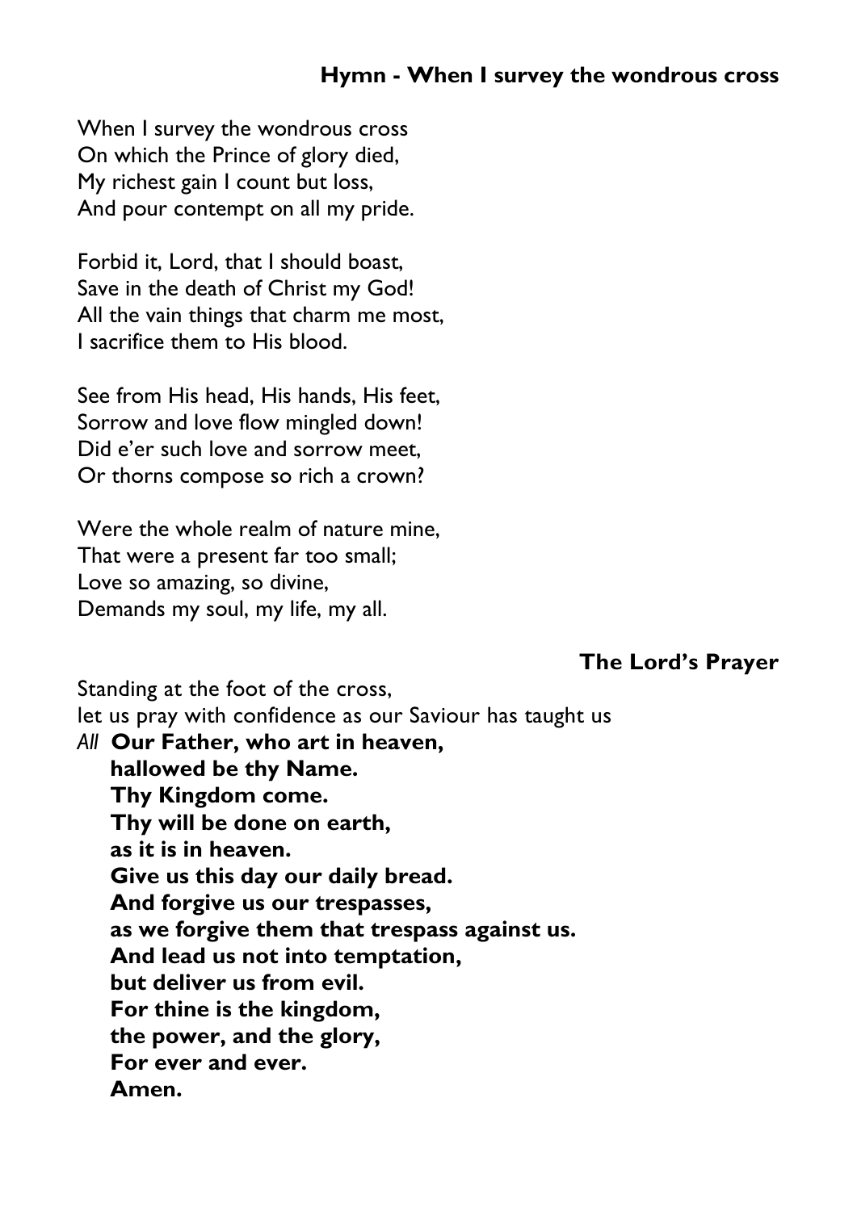## Hymn - When I survey the wondrous cross

When I survey the wondrous cross
On which the Prince of glory died,
My richest gain I count but loss,
And pour contempt on all my pride.

Forbid it, Lord, that I should boast,
Save in the death of Christ my God!
All the vain things that charm me most,
I sacrifice them to His blood.

See from His head, His hands, His feet,
Sorrow and love flow mingled down!
Did e'er such love and sorrow meet,
Or thorns compose so rich a crown?

Were the whole realm of nature mine,
That were a present far too small;
Love so amazing, so divine,
Demands my soul, my life, my all.

## The Lord's Prayer

Standing at the foot of the cross,
let us pray with confidence as our Saviour has taught us

*All* **Our Father, who art in heaven,**
**hallowed be thy Name.**
**Thy Kingdom come.**
**Thy will be done on earth,**
**as it is in heaven.**
**Give us this day our daily bread.**
**And forgive us our trespasses,**
**as we forgive them that trespass against us.**
**And lead us not into temptation,**
**but deliver us from evil.**
**For thine is the kingdom,**
**the power, and the glory,**
**For ever and ever.**
**Amen.**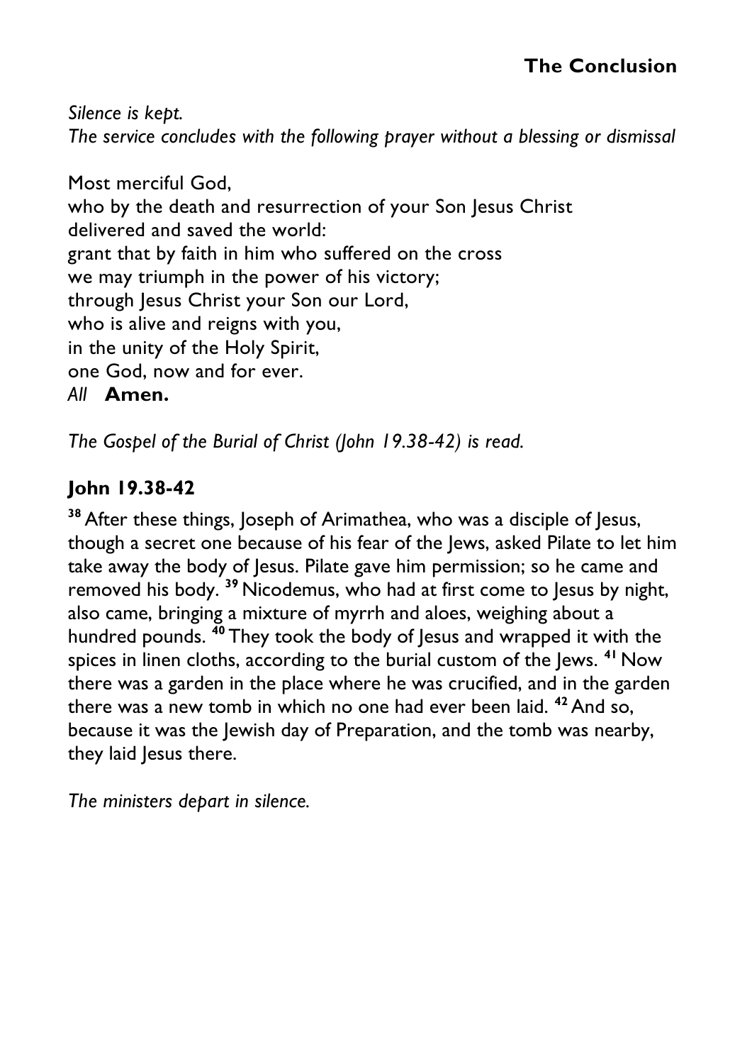## The Conclusion

*Silence is kept.*
*The service concludes with the following prayer without a blessing or dismissal*

Most merciful God,
who by the death and resurrection of your Son Jesus Christ
delivered and saved the world:
grant that by faith in him who suffered on the cross
we may triumph in the power of his victory;
through Jesus Christ your Son our Lord,
who is alive and reigns with you,
in the unity of the Holy Spirit,
one God, now and for ever.
*All* **Amen.**

*The Gospel of the Burial of Christ (John 19.38-42) is read.*

### John 19.38-42

**38** After these things, Joseph of Arimathea, who was a disciple of Jesus, though a secret one because of his fear of the Jews, asked Pilate to let him take away the body of Jesus. Pilate gave him permission; so he came and removed his body. **39** Nicodemus, who had at first come to Jesus by night, also came, bringing a mixture of myrrh and aloes, weighing about a hundred pounds. **40** They took the body of Jesus and wrapped it with the spices in linen cloths, according to the burial custom of the Jews. **41** Now there was a garden in the place where he was crucified, and in the garden there was a new tomb in which no one had ever been laid. **42** And so, because it was the Jewish day of Preparation, and the tomb was nearby, they laid Jesus there.

*The ministers depart in silence.*